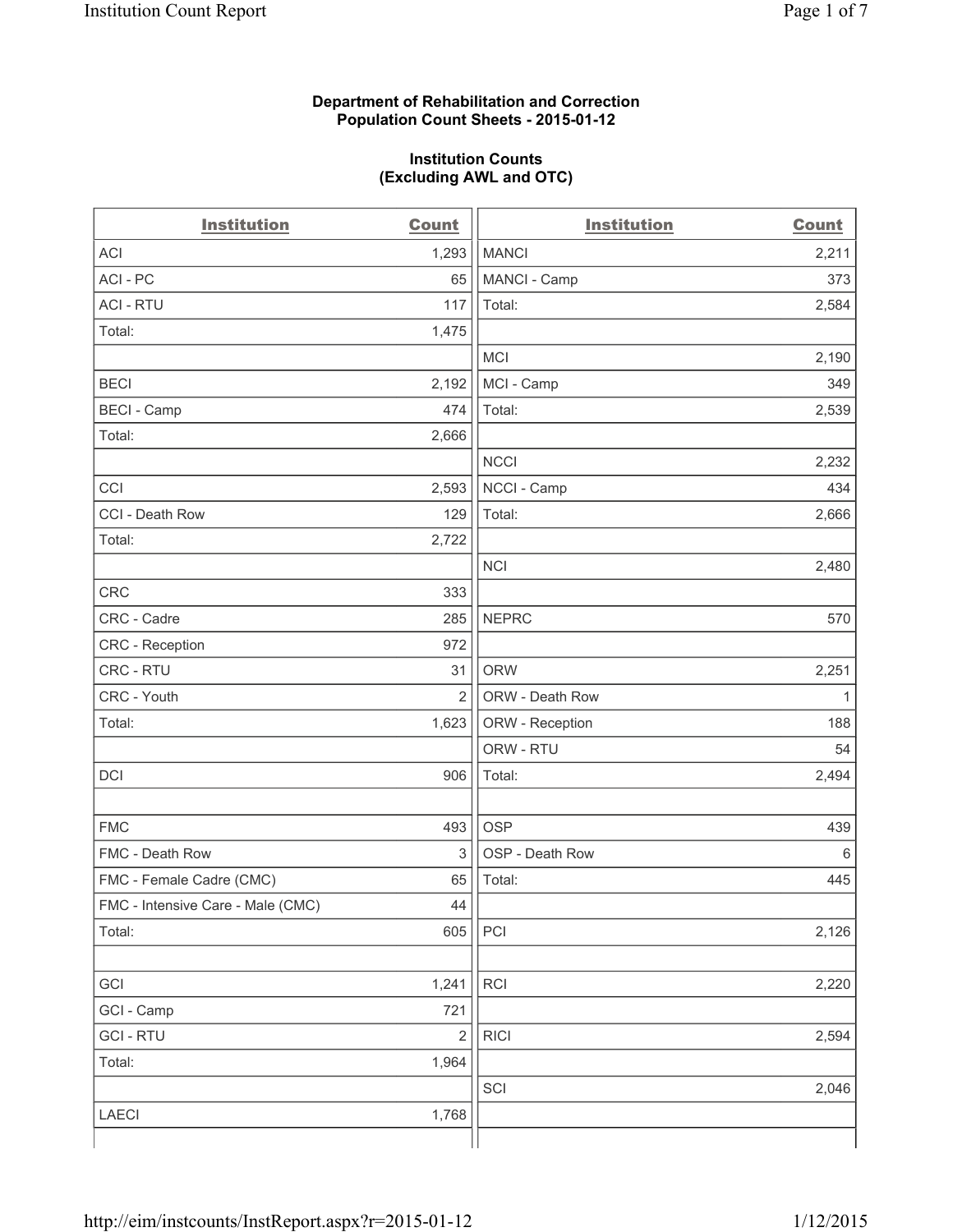**Department of Rehabilitation and Correction**
**Population Count Sheets - 2015-01-12**

**Institution Counts**
**(Excluding AWL and OTC)**

| Institution | Count | Institution | Count |
|---|---|---|---|
| ACI | 1,293 | MANCI | 2,211 |
| ACI - PC | 65 | MANCI - Camp | 373 |
| ACI - RTU | 117 | Total: | 2,584 |
| Total: | 1,475 | | |
| | | MCI | 2,190 |
| BECI | 2,192 | MCI - Camp | 349 |
| BECI - Camp | 474 | Total: | 2,539 |
| Total: | 2,666 | | |
| | | NCCI | 2,232 |
| CCI | 2,593 | NCCI - Camp | 434 |
| CCI - Death Row | 129 | Total: | 2,666 |
| Total: | 2,722 | | |
| | | NCI | 2,480 |
| CRC | 333 | | |
| CRC - Cadre | 285 | NEPRC | 570 |
| CRC - Reception | 972 | | |
| CRC - RTU | 31 | ORW | 2,251 |
| CRC - Youth | 2 | ORW - Death Row | 1 |
| Total: | 1,623 | ORW - Reception | 188 |
| | | ORW - RTU | 54 |
| DCI | 906 | Total: | 2,494 |
| | | | |
| FMC | 493 | OSP | 439 |
| FMC - Death Row | 3 | OSP - Death Row | 6 |
| FMC - Female Cadre (CMC) | 65 | Total: | 445 |
| FMC - Intensive Care - Male (CMC) | 44 | | |
| Total: | 605 | PCI | 2,126 |
| | | | |
| GCI | 1,241 | RCI | 2,220 |
| GCI - Camp | 721 | | |
| GCI - RTU | 2 | RICI | 2,594 |
| Total: | 1,964 | | |
| | | SCI | 2,046 |
| LAECI | 1,768 | | |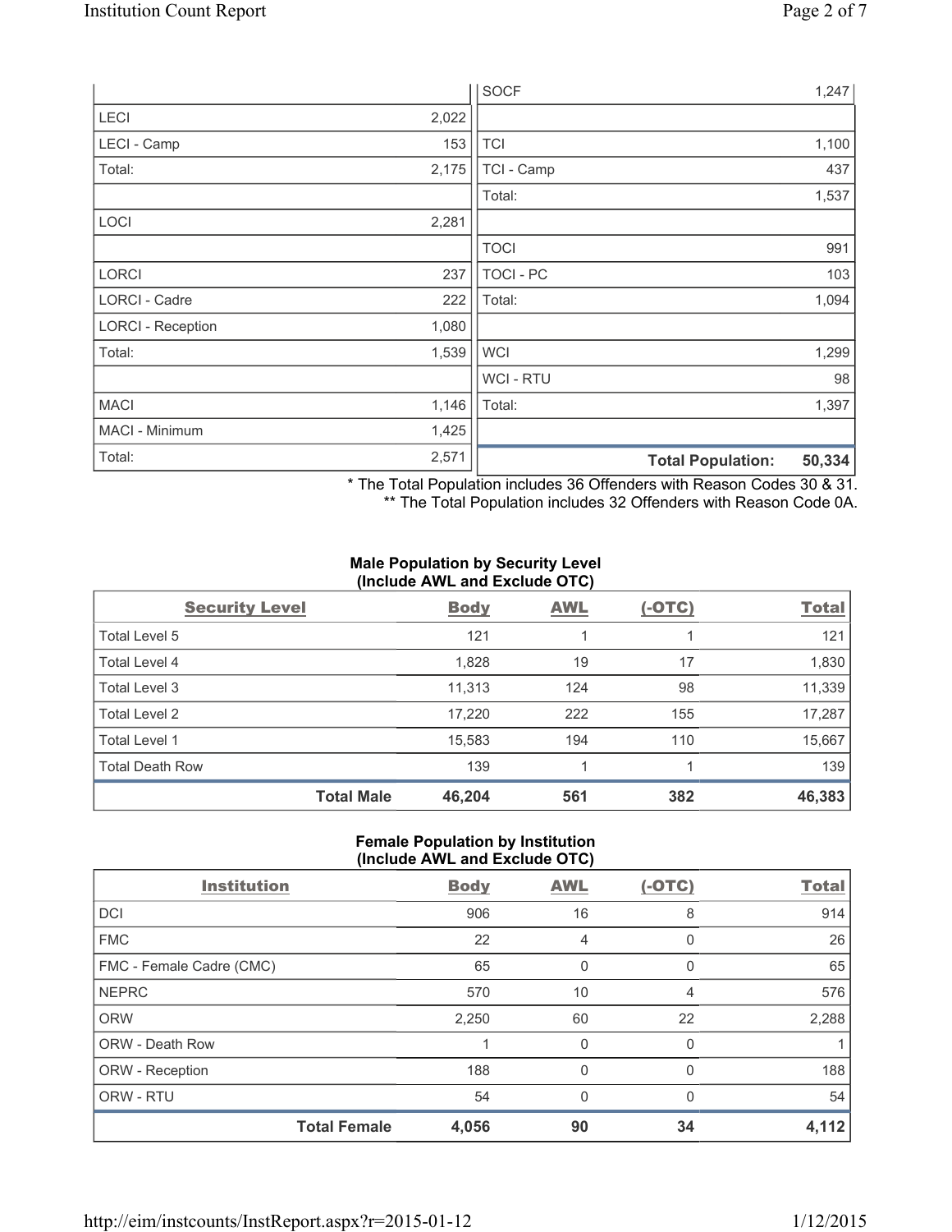| | | | |
|---|---|---|---|
| | | SOCF | 1,247 |
| LECI | 2,022 | | |
| LECI - Camp | 153 | TCI | 1,100 |
| Total: | 2,175 | TCI - Camp | 437 |
| | | Total: | 1,537 |
| LOCI | 2,281 | | |
| | | TOCI | 991 |
| LORCI | 237 | TOCI - PC | 103 |
| LORCI - Cadre | 222 | Total: | 1,094 |
| LORCI - Reception | 1,080 | | |
| Total: | 1,539 | WCI | 1,299 |
| | | WCI - RTU | 98 |
| MACI | 1,146 | Total: | 1,397 |
| MACI - Minimum | 1,425 | | |
| Total: | 2,571 | **Total Population:** | **50,334** |

* The Total Population includes 36 Offenders with Reason Codes 30 & 31.
** The Total Population includes 32 Offenders with Reason Code 0A.

**Male Population by Security Level (Include AWL and Exclude OTC)**

| Security Level | Body | AWL | (-OTC) | Total |
|---|---|---|---|---|
| Total Level 5 | 121 | 1 | 1 | 121 |
| Total Level 4 | 1,828 | 19 | 17 | 1,830 |
| Total Level 3 | 11,313 | 124 | 98 | 11,339 |
| Total Level 2 | 17,220 | 222 | 155 | 17,287 |
| Total Level 1 | 15,583 | 194 | 110 | 15,667 |
| Total Death Row | 139 | 1 | 1 | 139 |
| **Total Male** | **46,204** | **561** | **382** | **46,383** |

**Female Population by Institution (Include AWL and Exclude OTC)**

| Institution | Body | AWL | (-OTC) | Total |
|---|---|---|---|---|
| DCI | 906 | 16 | 8 | 914 |
| FMC | 22 | 4 | 0 | 26 |
| FMC - Female Cadre (CMC) | 65 | 0 | 0 | 65 |
| NEPRC | 570 | 10 | 4 | 576 |
| ORW | 2,250 | 60 | 22 | 2,288 |
| ORW - Death Row | 1 | 0 | 0 | 1 |
| ORW - Reception | 188 | 0 | 0 | 188 |
| ORW - RTU | 54 | 0 | 0 | 54 |
| **Total Female** | **4,056** | **90** | **34** | **4,112** |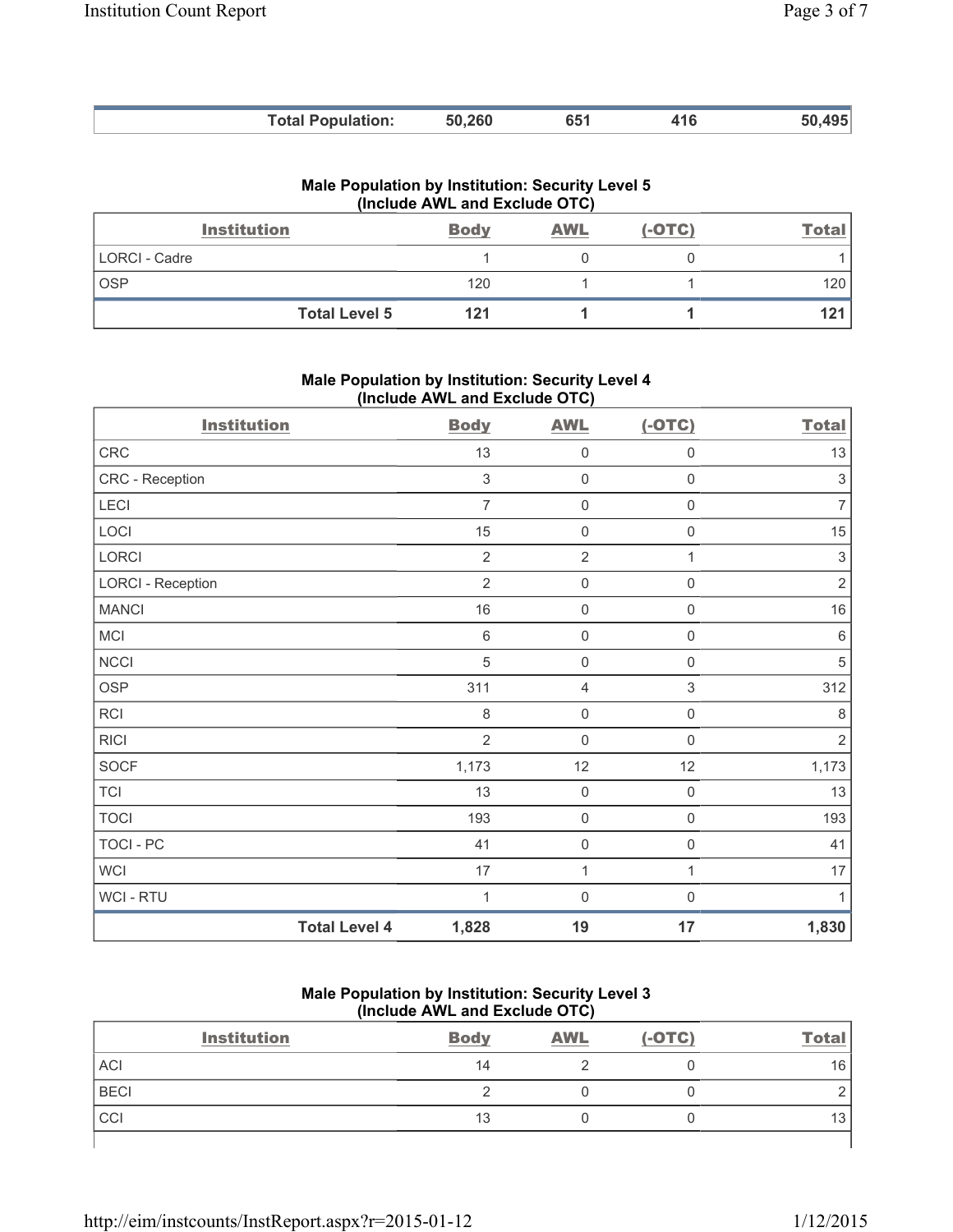| | | | | |
|---|---|---|---|---|
| **Total Population:** | **50,260** | **651** | **416** | **50,495** |

### Male Population by Institution: Security Level 5 (Include AWL and Exclude OTC)

| Institution | Body | AWL | (-OTC) | Total |
|---|---|---|---|---|
| LORCI - Cadre | 1 | 0 | 0 | 1 |
| OSP | 120 | 1 | 1 | 120 |
| **Total Level 5** | **121** | **1** | **1** | **121** |

### Male Population by Institution: Security Level 4 (Include AWL and Exclude OTC)

| Institution | Body | AWL | (-OTC) | Total |
|---|---|---|---|---|
| CRC | 13 | 0 | 0 | 13 |
| CRC - Reception | 3 | 0 | 0 | 3 |
| LECI | 7 | 0 | 0 | 7 |
| LOCI | 15 | 0 | 0 | 15 |
| LORCI | 2 | 2 | 1 | 3 |
| LORCI - Reception | 2 | 0 | 0 | 2 |
| MANCI | 16 | 0 | 0 | 16 |
| MCI | 6 | 0 | 0 | 6 |
| NCCI | 5 | 0 | 0 | 5 |
| OSP | 311 | 4 | 3 | 312 |
| RCI | 8 | 0 | 0 | 8 |
| RICI | 2 | 0 | 0 | 2 |
| SOCF | 1,173 | 12 | 12 | 1,173 |
| TCI | 13 | 0 | 0 | 13 |
| TOCI | 193 | 0 | 0 | 193 |
| TOCI - PC | 41 | 0 | 0 | 41 |
| WCI | 17 | 1 | 1 | 17 |
| WCI - RTU | 1 | 0 | 0 | 1 |
| **Total Level 4** | **1,828** | **19** | **17** | **1,830** |

### Male Population by Institution: Security Level 3 (Include AWL and Exclude OTC)

| Institution | Body | AWL | (-OTC) | Total |
|---|---|---|---|---|
| ACI | 14 | 2 | 0 | 16 |
| BECI | 2 | 0 | 0 | 2 |
| CCI | 13 | 0 | 0 | 13 |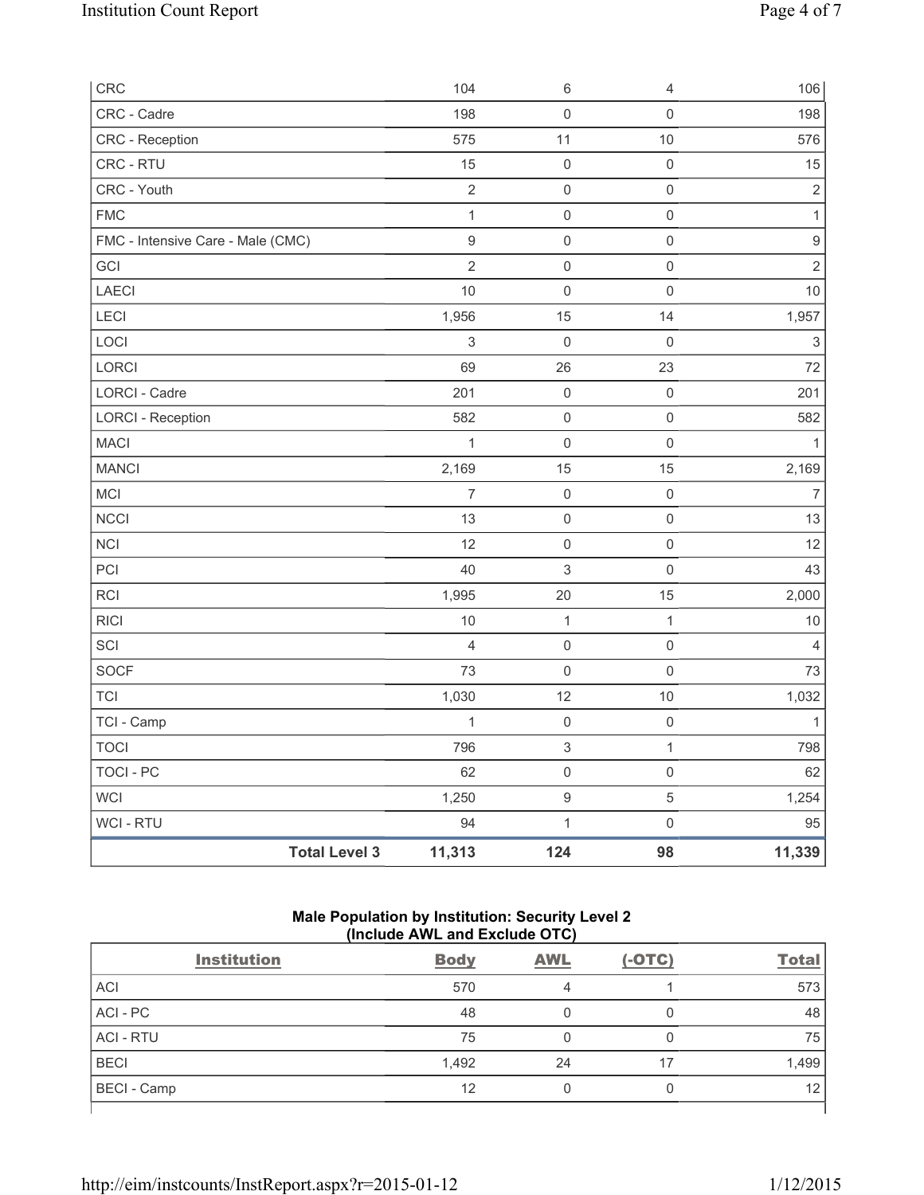| | | | | |
|---|---|---|---|---|
| CRC | 104 | 6 | 4 | 106 |
| CRC - Cadre | 198 | 0 | 0 | 198 |
| CRC - Reception | 575 | 11 | 10 | 576 |
| CRC - RTU | 15 | 0 | 0 | 15 |
| CRC - Youth | 2 | 0 | 0 | 2 |
| FMC | 1 | 0 | 0 | 1 |
| FMC - Intensive Care - Male (CMC) | 9 | 0 | 0 | 9 |
| GCI | 2 | 0 | 0 | 2 |
| LAECI | 10 | 0 | 0 | 10 |
| LECI | 1,956 | 15 | 14 | 1,957 |
| LOCI | 3 | 0 | 0 | 3 |
| LORCI | 69 | 26 | 23 | 72 |
| LORCI - Cadre | 201 | 0 | 0 | 201 |
| LORCI - Reception | 582 | 0 | 0 | 582 |
| MACI | 1 | 0 | 0 | 1 |
| MANCI | 2,169 | 15 | 15 | 2,169 |
| MCI | 7 | 0 | 0 | 7 |
| NCCI | 13 | 0 | 0 | 13 |
| NCI | 12 | 0 | 0 | 12 |
| PCI | 40 | 3 | 0 | 43 |
| RCI | 1,995 | 20 | 15 | 2,000 |
| RICI | 10 | 1 | 1 | 10 |
| SCI | 4 | 0 | 0 | 4 |
| SOCF | 73 | 0 | 0 | 73 |
| TCI | 1,030 | 12 | 10 | 1,032 |
| TCI - Camp | 1 | 0 | 0 | 1 |
| TOCI | 796 | 3 | 1 | 798 |
| TOCI - PC | 62 | 0 | 0 | 62 |
| WCI | 1,250 | 9 | 5 | 1,254 |
| WCI - RTU | 94 | 1 | 0 | 95 |
| **Total Level 3** | **11,313** | **124** | **98** | **11,339** |

**Male Population by Institution: Security Level 2 (Include AWL and Exclude OTC)**

| Institution | Body | AWL | (-OTC) | Total |
|---|---|---|---|---|
| ACI | 570 | 4 | 1 | 573 |
| ACI - PC | 48 | 0 | 0 | 48 |
| ACI - RTU | 75 | 0 | 0 | 75 |
| BECI | 1,492 | 24 | 17 | 1,499 |
| BECI - Camp | 12 | 0 | 0 | 12 |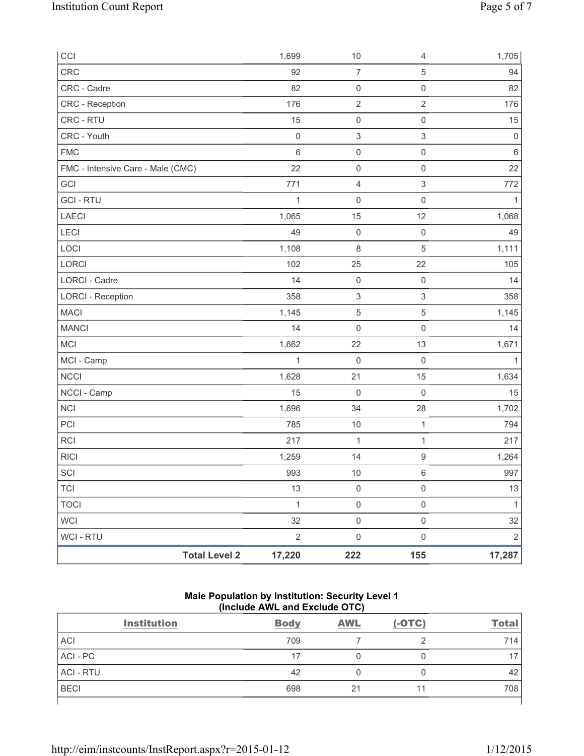| | Body | AWL | (-OTC) | Total |
|---|---|---|---|---|
| CCI | 1,699 | 10 | 4 | 1,705 |
| CRC | 92 | 7 | 5 | 94 |
| CRC - Cadre | 82 | 0 | 0 | 82 |
| CRC - Reception | 176 | 2 | 2 | 176 |
| CRC - RTU | 15 | 0 | 0 | 15 |
| CRC - Youth | 0 | 3 | 3 | 0 |
| FMC | 6 | 0 | 0 | 6 |
| FMC - Intensive Care - Male (CMC) | 22 | 0 | 0 | 22 |
| GCI | 771 | 4 | 3 | 772 |
| GCI - RTU | 1 | 0 | 0 | 1 |
| LAECI | 1,065 | 15 | 12 | 1,068 |
| LECI | 49 | 0 | 0 | 49 |
| LOCI | 1,108 | 8 | 5 | 1,111 |
| LORCI | 102 | 25 | 22 | 105 |
| LORCI - Cadre | 14 | 0 | 0 | 14 |
| LORCI - Reception | 358 | 3 | 3 | 358 |
| MACI | 1,145 | 5 | 5 | 1,145 |
| MANCI | 14 | 0 | 0 | 14 |
| MCI | 1,662 | 22 | 13 | 1,671 |
| MCI - Camp | 1 | 0 | 0 | 1 |
| NCCI | 1,628 | 21 | 15 | 1,634 |
| NCCI - Camp | 15 | 0 | 0 | 15 |
| NCI | 1,696 | 34 | 28 | 1,702 |
| PCI | 785 | 10 | 1 | 794 |
| RCI | 217 | 1 | 1 | 217 |
| RICI | 1,259 | 14 | 9 | 1,264 |
| SCI | 993 | 10 | 6 | 997 |
| TCI | 13 | 0 | 0 | 13 |
| TOCI | 1 | 0 | 0 | 1 |
| WCI | 32 | 0 | 0 | 32 |
| WCI - RTU | 2 | 0 | 0 | 2 |
| **Total Level 2** | **17,220** | **222** | **155** | **17,287** |

## Male Population by Institution: Security Level 1 (Include AWL and Exclude OTC)

| Institution | Body | AWL | (-OTC) | Total |
|---|---|---|---|---|
| ACI | 709 | 7 | 2 | 714 |
| ACI - PC | 17 | 0 | 0 | 17 |
| ACI - RTU | 42 | 0 | 0 | 42 |
| BECI | 698 | 21 | 11 | 708 |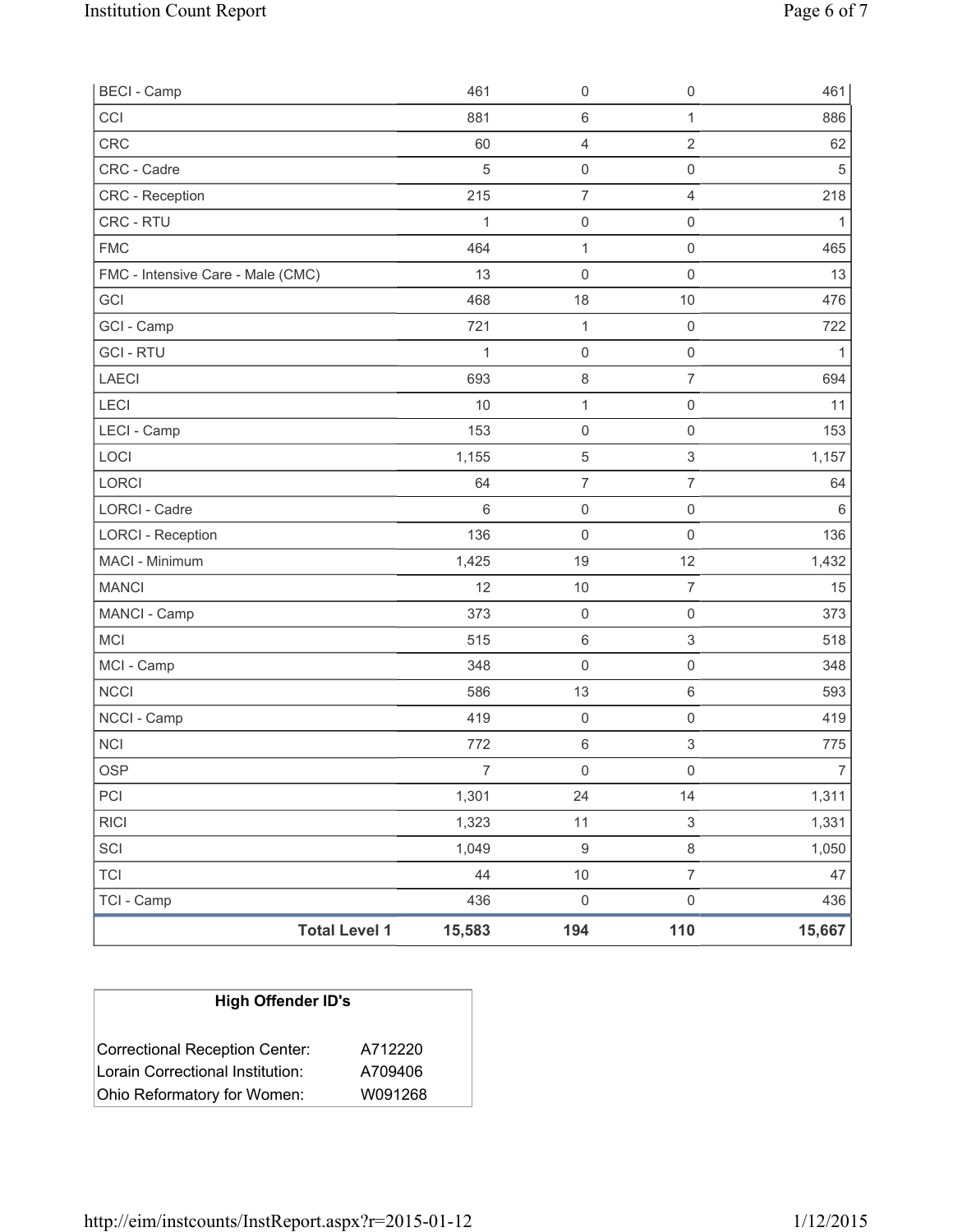| | | | | |
|---|---|---|---|---|
| BECI - Camp | 461 | 0 | 0 | 461 |
| CCI | 881 | 6 | 1 | 886 |
| CRC | 60 | 4 | 2 | 62 |
| CRC - Cadre | 5 | 0 | 0 | 5 |
| CRC - Reception | 215 | 7 | 4 | 218 |
| CRC - RTU | 1 | 0 | 0 | 1 |
| FMC | 464 | 1 | 0 | 465 |
| FMC - Intensive Care - Male (CMC) | 13 | 0 | 0 | 13 |
| GCI | 468 | 18 | 10 | 476 |
| GCI - Camp | 721 | 1 | 0 | 722 |
| GCI - RTU | 1 | 0 | 0 | 1 |
| LAECI | 693 | 8 | 7 | 694 |
| LECI | 10 | 1 | 0 | 11 |
| LECI - Camp | 153 | 0 | 0 | 153 |
| LOCI | 1,155 | 5 | 3 | 1,157 |
| LORCI | 64 | 7 | 7 | 64 |
| LORCI - Cadre | 6 | 0 | 0 | 6 |
| LORCI - Reception | 136 | 0 | 0 | 136 |
| MACI - Minimum | 1,425 | 19 | 12 | 1,432 |
| MANCI | 12 | 10 | 7 | 15 |
| MANCI - Camp | 373 | 0 | 0 | 373 |
| MCI | 515 | 6 | 3 | 518 |
| MCI - Camp | 348 | 0 | 0 | 348 |
| NCCI | 586 | 13 | 6 | 593 |
| NCCI - Camp | 419 | 0 | 0 | 419 |
| NCI | 772 | 6 | 3 | 775 |
| OSP | 7 | 0 | 0 | 7 |
| PCI | 1,301 | 24 | 14 | 1,311 |
| RICI | 1,323 | 11 | 3 | 1,331 |
| SCI | 1,049 | 9 | 8 | 1,050 |
| TCI | 44 | 10 | 7 | 47 |
| TCI - Camp | 436 | 0 | 0 | 436 |
| **Total Level 1** | **15,583** | **194** | **110** | **15,667** |

| High Offender ID's | |
|---|---|
| Correctional Reception Center: | A712220 |
| Lorain Correctional Institution: | A709406 |
| Ohio Reformatory for Women: | W091268 |